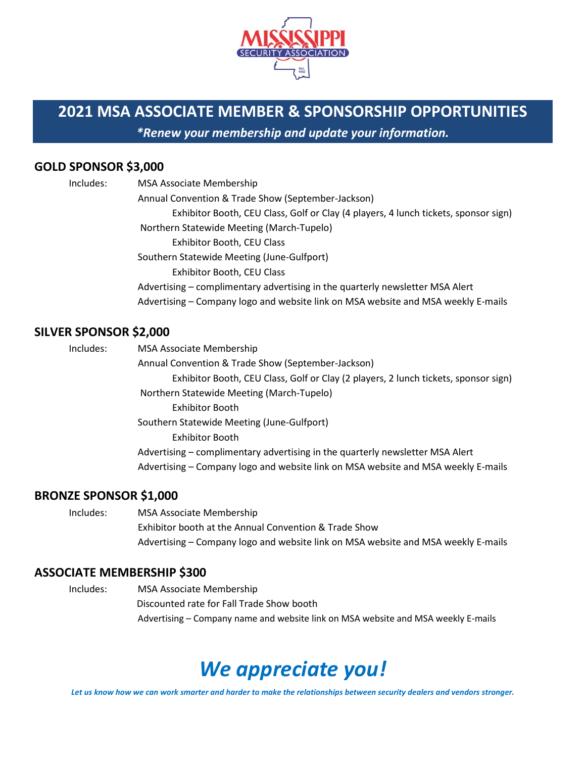# 2021 MSA ASSOCIATE MEMBER & SPONSORSHIP OPPORTUNITIES

***Renew your membership and update your information.***

## GOLD SPONSOR $3,000

Includes:
- MSA Associate Membership
- Annual Convention & Trade Show (September-Jackson)
  - Exhibitor Booth, CEU Class, Golf or Clay (4 players, 4 lunch tickets, sponsor sign)
- Northern Statewide Meeting (March-Tupelo)
  - Exhibitor Booth, CEU Class
- Southern Statewide Meeting (June-Gulfport)
  - Exhibitor Booth, CEU Class
- Advertising – complimentary advertising in the quarterly newsletter MSA Alert
- Advertising – Company logo and website link on MSA website and MSA weekly E-mails

## SILVER SPONSOR $2,000

Includes:
- MSA Associate Membership
- Annual Convention & Trade Show (September-Jackson)
  - Exhibitor Booth, CEU Class, Golf or Clay (2 players, 2 lunch tickets, sponsor sign)
- Northern Statewide Meeting (March-Tupelo)
  - Exhibitor Booth
- Southern Statewide Meeting (June-Gulfport)
  - Exhibitor Booth
- Advertising – complimentary advertising in the quarterly newsletter MSA Alert
- Advertising – Company logo and website link on MSA website and MSA weekly E-mails

## BRONZE SPONSOR $1,000

Includes:
- MSA Associate Membership
- Exhibitor booth at the Annual Convention & Trade Show
- Advertising – Company logo and website link on MSA website and MSA weekly E-mails

## ASSOCIATE MEMBERSHIP $300

Includes:
- MSA Associate Membership
- Discounted rate for Fall Trade Show booth
- Advertising – Company name and website link on MSA website and MSA weekly E-mails

# *We appreciate you!*

***Let us know how we can work smarter and harder to make the relationships between security dealers and vendors stronger.***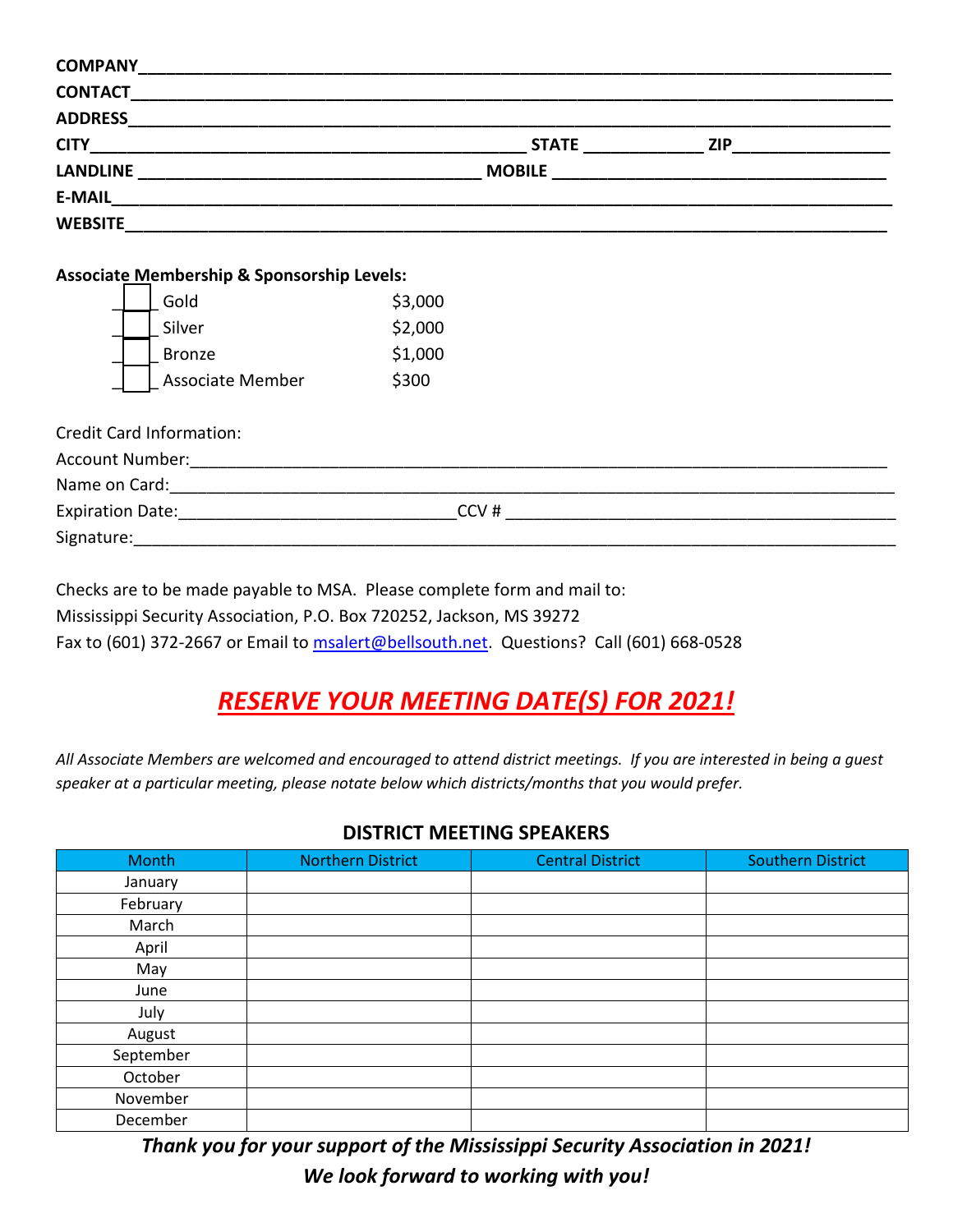**COMPANY**\_\_\_\_\_\_\_\_\_\_\_\_\_\_\_\_\_\_\_\_\_\_\_\_\_\_\_\_\_\_\_\_\_\_\_\_\_\_\_\_\_\_\_\_\_\_\_\_\_\_\_\_\_\_\_\_\_\_\_\_\_\_

**CONTACT**\_\_\_\_\_\_\_\_\_\_\_\_\_\_\_\_\_\_\_\_\_\_\_\_\_\_\_\_\_\_\_\_\_\_\_\_\_\_\_\_\_\_\_\_\_\_\_\_\_\_\_\_\_\_\_\_\_\_\_\_\_\_

**ADDRESS**\_\_\_\_\_\_\_\_\_\_\_\_\_\_\_\_\_\_\_\_\_\_\_\_\_\_\_\_\_\_\_\_\_\_\_\_\_\_\_\_\_\_\_\_\_\_\_\_\_\_\_\_\_\_\_\_\_\_\_\_\_\_

**CITY**\_\_\_\_\_\_\_\_\_\_\_\_\_\_\_\_\_\_\_\_\_\_\_\_\_\_\_\_\_\_\_\_\_\_\_\_ **STATE** \_\_\_\_\_\_\_\_\_\_ **ZIP**\_\_\_\_\_\_\_\_\_\_\_\_\_

**LANDLINE** \_\_\_\_\_\_\_\_\_\_\_\_\_\_\_\_\_\_\_\_\_\_\_\_\_\_\_\_ **MOBILE** \_\_\_\_\_\_\_\_\_\_\_\_\_\_\_\_\_\_\_\_\_\_\_\_\_\_\_\_

**E-MAIL**\_\_\_\_\_\_\_\_\_\_\_\_\_\_\_\_\_\_\_\_\_\_\_\_\_\_\_\_\_\_\_\_\_\_\_\_\_\_\_\_\_\_\_\_\_\_\_\_\_\_\_\_\_\_\_\_\_\_\_\_\_\_\_

**WEBSITE**\_\_\_\_\_\_\_\_\_\_\_\_\_\_\_\_\_\_\_\_\_\_\_\_\_\_\_\_\_\_\_\_\_\_\_\_\_\_\_\_\_\_\_\_\_\_\_\_\_\_\_\_\_\_\_\_\_\_\_\_\_\_

**Associate Membership & Sponsorship Levels:**

- [ ] Gold $3,000
- [ ] Silver $2,000
- [ ] Bronze $1,000
- [ ] Associate Member $300

Credit Card Information:

Account Number:\_\_\_\_\_\_\_\_\_\_\_\_\_\_\_\_\_\_\_\_\_\_\_\_\_\_\_\_\_\_\_\_\_\_\_\_\_\_\_\_\_\_\_\_\_\_\_\_\_\_\_\_\_\_

Name on Card:\_\_\_\_\_\_\_\_\_\_\_\_\_\_\_\_\_\_\_\_\_\_\_\_\_\_\_\_\_\_\_\_\_\_\_\_\_\_\_\_\_\_\_\_\_\_\_\_\_\_\_\_\_\_\_\_

Expiration Date:\_\_\_\_\_\_\_\_\_\_\_\_\_\_\_\_\_\_\_\_\_CCV # \_\_\_\_\_\_\_\_\_\_\_\_\_\_\_\_\_\_\_\_\_\_\_\_\_\_\_\_\_\_

Signature:\_\_\_\_\_\_\_\_\_\_\_\_\_\_\_\_\_\_\_\_\_\_\_\_\_\_\_\_\_\_\_\_\_\_\_\_\_\_\_\_\_\_\_\_\_\_\_\_\_\_\_\_\_\_\_\_\_\_\_\_\_

Checks are to be made payable to MSA. Please complete form and mail to:
Mississippi Security Association, P.O. Box 720252, Jackson, MS 39272
Fax to (601) 372-2667 or Email to msalert@bellsouth.net. Questions? Call (601) 668-0528

## *RESERVE YOUR MEETING DATE(S) FOR 2021!*

*All Associate Members are welcomed and encouraged to attend district meetings. If you are interested in being a guest speaker at a particular meeting, please notate below which districts/months that you would prefer.*

### DISTRICT MEETING SPEAKERS

| Month | Northern District | Central District | Southern District |
|---|---|---|---|
| January | | | |
| February | | | |
| March | | | |
| April | | | |
| May | | | |
| June | | | |
| July | | | |
| August | | | |
| September | | | |
| October | | | |
| November | | | |
| December | | | |

***Thank you for your support of the Mississippi Security Association in 2021!***
***We look forward to working with you!***